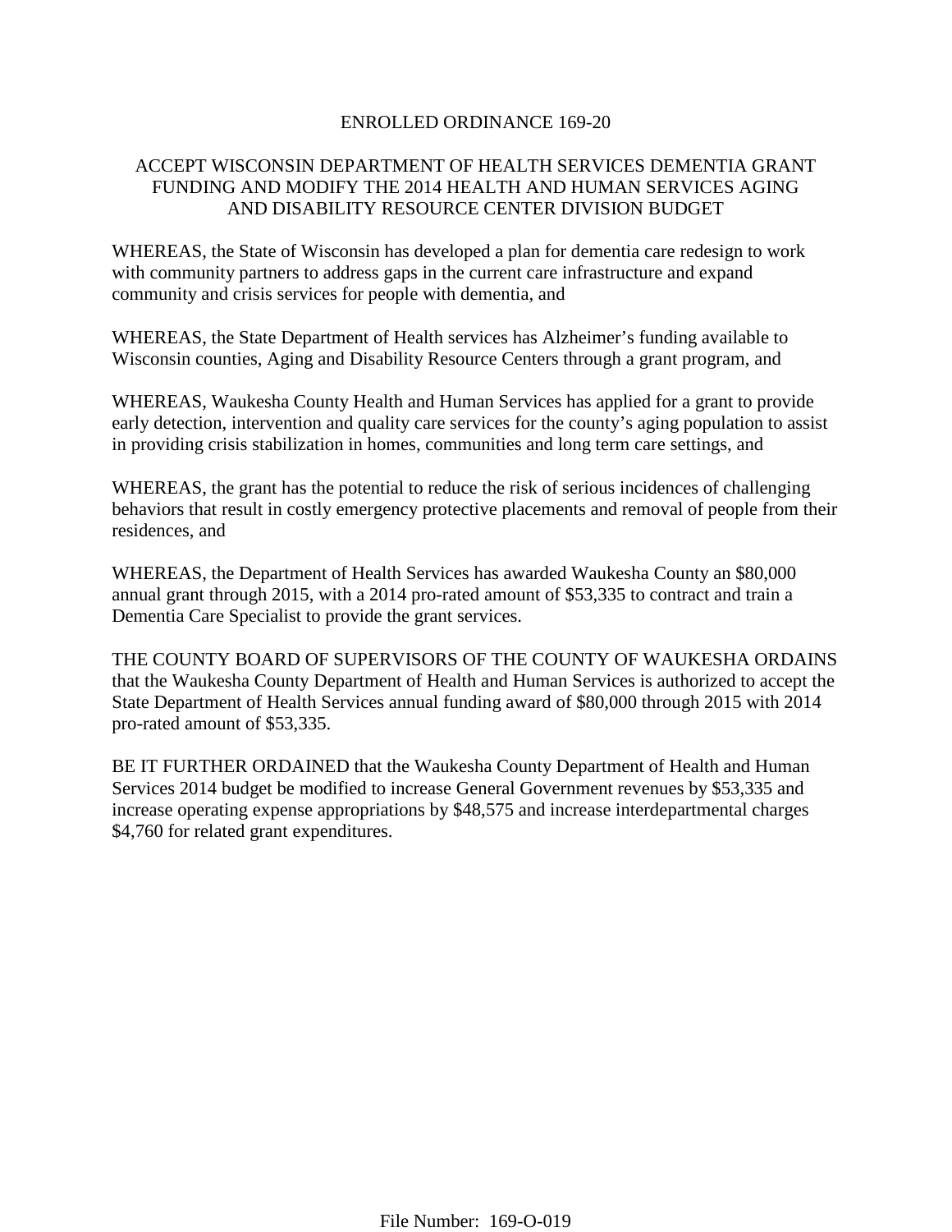# ENROLLED ORDINANCE 169-20

## ACCEPT WISCONSIN DEPARTMENT OF HEALTH SERVICES DEMENTIA GRANT FUNDING AND MODIFY THE 2014 HEALTH AND HUMAN SERVICES AGING AND DISABILITY RESOURCE CENTER DIVISION BUDGET

WHEREAS, the State of Wisconsin has developed a plan for dementia care redesign to work with community partners to address gaps in the current care infrastructure and expand community and crisis services for people with dementia, and

WHEREAS, the State Department of Health services has Alzheimer's funding available to Wisconsin counties, Aging and Disability Resource Centers through a grant program, and

WHEREAS, Waukesha County Health and Human Services has applied for a grant to provide early detection, intervention and quality care services for the county's aging population to assist in providing crisis stabilization in homes, communities and long term care settings, and

WHEREAS, the grant has the potential to reduce the risk of serious incidences of challenging behaviors that result in costly emergency protective placements and removal of people from their residences, and

WHEREAS, the Department of Health Services has awarded Waukesha County an $80,000 annual grant through 2015, with a 2014 pro-rated amount of $53,335 to contract and train a Dementia Care Specialist to provide the grant services.

THE COUNTY BOARD OF SUPERVISORS OF THE COUNTY OF WAUKESHA ORDAINS that the Waukesha County Department of Health and Human Services is authorized to accept the State Department of Health Services annual funding award of $80,000 through 2015 with 2014 pro-rated amount of $53,335.

BE IT FURTHER ORDAINED that the Waukesha County Department of Health and Human Services 2014 budget be modified to increase General Government revenues by $53,335 and increase operating expense appropriations by $48,575 and increase interdepartmental charges $4,760 for related grant expenditures.

File Number: 169-O-019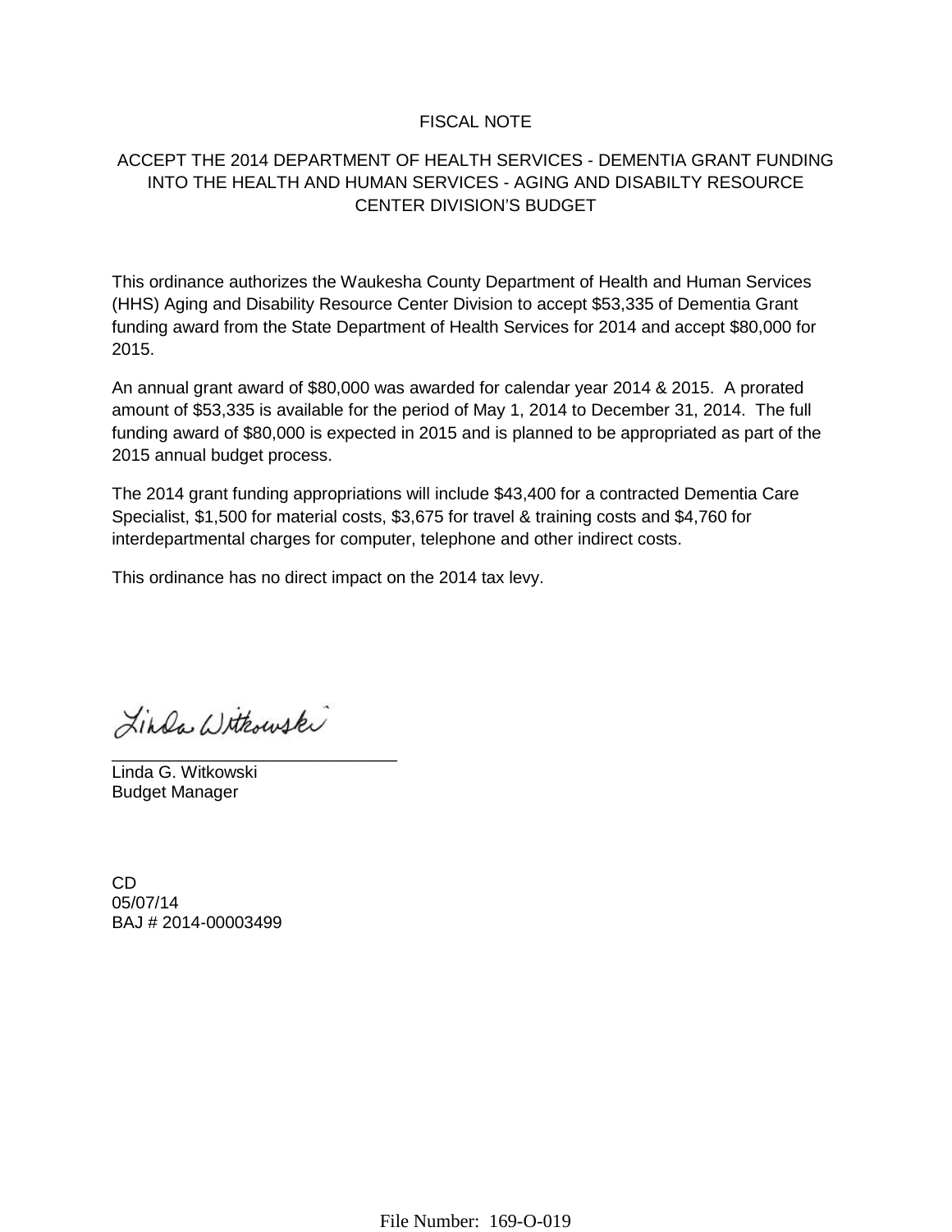# FISCAL NOTE

## ACCEPT THE 2014 DEPARTMENT OF HEALTH SERVICES - DEMENTIA GRANT FUNDING INTO THE HEALTH AND HUMAN SERVICES - AGING AND DISABILTY RESOURCE CENTER DIVISION'S BUDGET

This ordinance authorizes the Waukesha County Department of Health and Human Services (HHS) Aging and Disability Resource Center Division to accept $53,335 of Dementia Grant funding award from the State Department of Health Services for 2014 and accept $80,000 for 2015.

An annual grant award of $80,000 was awarded for calendar year 2014 & 2015. A prorated amount of $53,335 is available for the period of May 1, 2014 to December 31, 2014. The full funding award of $80,000 is expected in 2015 and is planned to be appropriated as part of the 2015 annual budget process.

The 2014 grant funding appropriations will include $43,400 for a contracted Dementia Care Specialist, $1,500 for material costs, $3,675 for travel & training costs and $4,760 for interdepartmental charges for computer, telephone and other indirect costs.

This ordinance has no direct impact on the 2014 tax levy.

Linda Witkowski

_______________________________

Linda G. Witkowski
Budget Manager

CD
05/07/14
BAJ # 2014-00003499

File Number: 169-O-019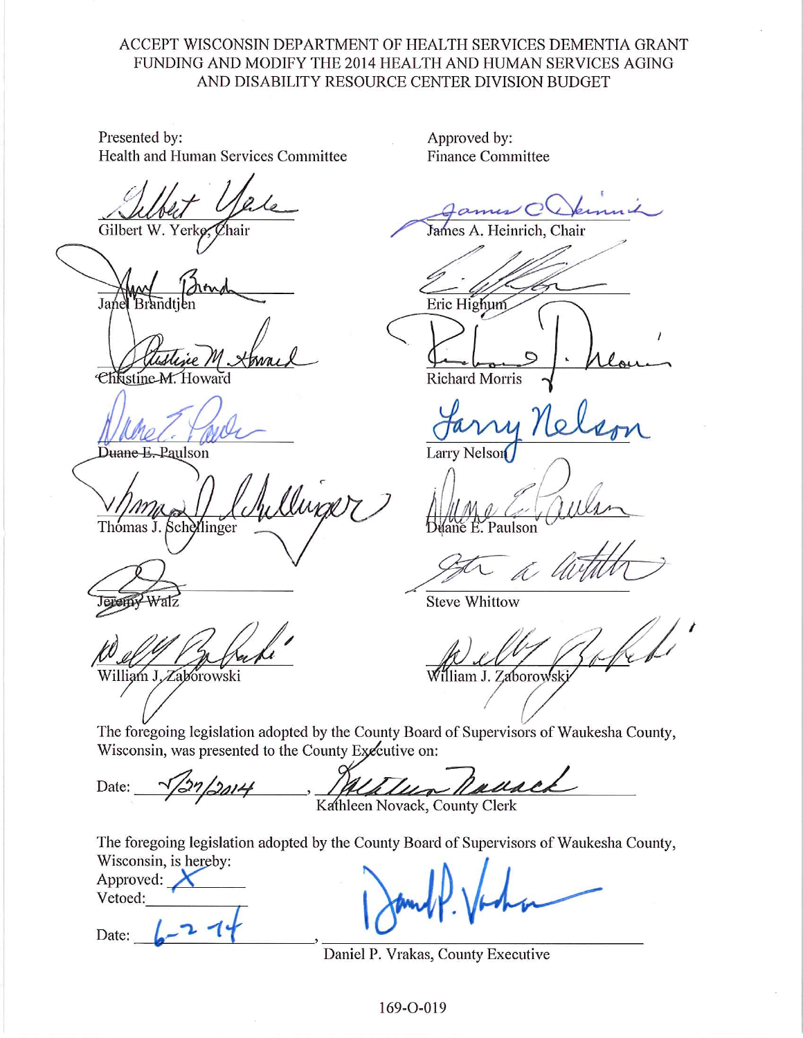ACCEPT WISCONSIN DEPARTMENT OF HEALTH SERVICES DEMENTIA GRANT FUNDING AND MODIFY THE 2014 HEALTH AND HUMAN SERVICES AGING AND DISABILITY RESOURCE CENTER DIVISION BUDGET

| Presented by: Health and Human Services Committee | Approved by: Finance Committee |
| --- | --- |
| Gilbert W. Yerke, Chair | James A. Heinrich, Chair |
| Janel Brandtjen | Eric Highum |
| Christine M. Howard | Richard Morris |
| Duane E. Paulson | Larry Nelson |
| Thomas J. Schellinger | Duane E. Paulson |
| Jeremy Walz | Steve Whittow |
| William J. Zaborowski | William J. Zaborowski |

The foregoing legislation adopted by the County Board of Supervisors of Waukesha County, Wisconsin, was presented to the County Executive on:

Date: 5/27/2014, Kathleen Novack, County Clerk

The foregoing legislation adopted by the County Board of Supervisors of Waukesha County, Wisconsin, is hereby:

Approved: X

Vetoed: ______

Date: 6-2-14, Daniel P. Vrakas, County Executive

169-O-019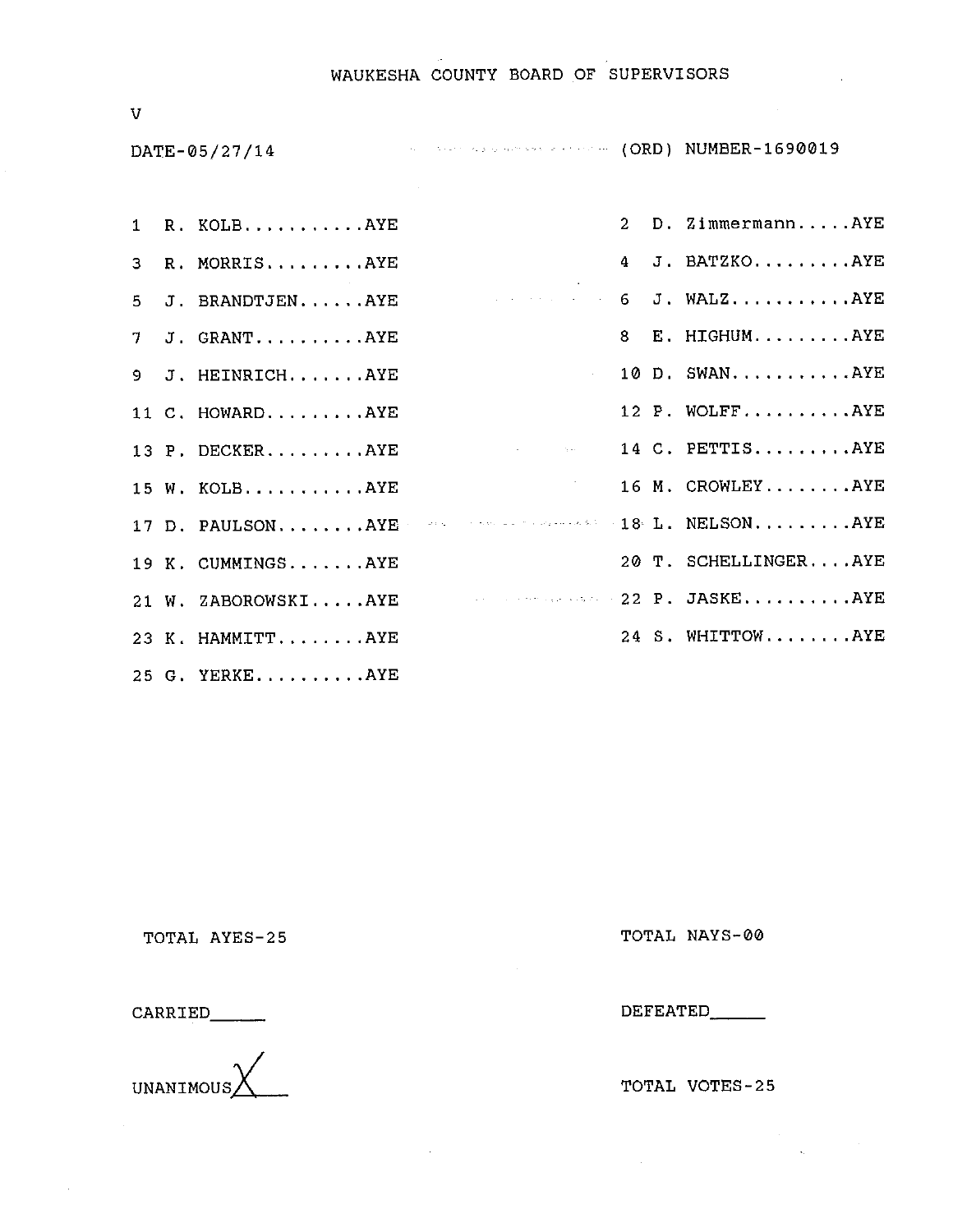# WAUKESHA COUNTY BOARD OF SUPERVISORS

V

DATE-05/27/14 (ORD) NUMBER-1690019

| | |
|---|---|
| 1 R. KOLB...........AYE | 2 D. Zimmermann.....AYE |
| 3 R. MORRIS.........AYE | 4 J. BATZKO.........AYE |
| 5 J. BRANDTJEN......AYE | 6 J. WALZ...........AYE |
| 7 J. GRANT..........AYE | 8 E. HIGHUM.........AYE |
| 9 J. HEINRICH.......AYE | 10 D. SWAN...........AYE |
| 11 C. HOWARD.........AYE | 12 P. WOLFF..........AYE |
| 13 P. DECKER.........AYE | 14 C. PETTIS.........AYE |
| 15 W. KOLB...........AYE | 16 M. CROWLEY........AYE |
| 17 D. PAULSON........AYE | 18 L. NELSON.........AYE |
| 19 K. CUMMINGS.......AYE | 20 T. SCHELLINGER....AYE |
| 21 W. ZABOROWSKI.....AYE | 22 P. JASKE..........AYE |
| 23 K. HAMMITT........AYE | 24 S. WHITTOW........AYE |
| 25 G. YERKE..........AYE | |

TOTAL AYES-25 TOTAL NAYS-00

CARRIED_____ DEFEATED_____

UNANIMOUS X TOTAL VOTES-25